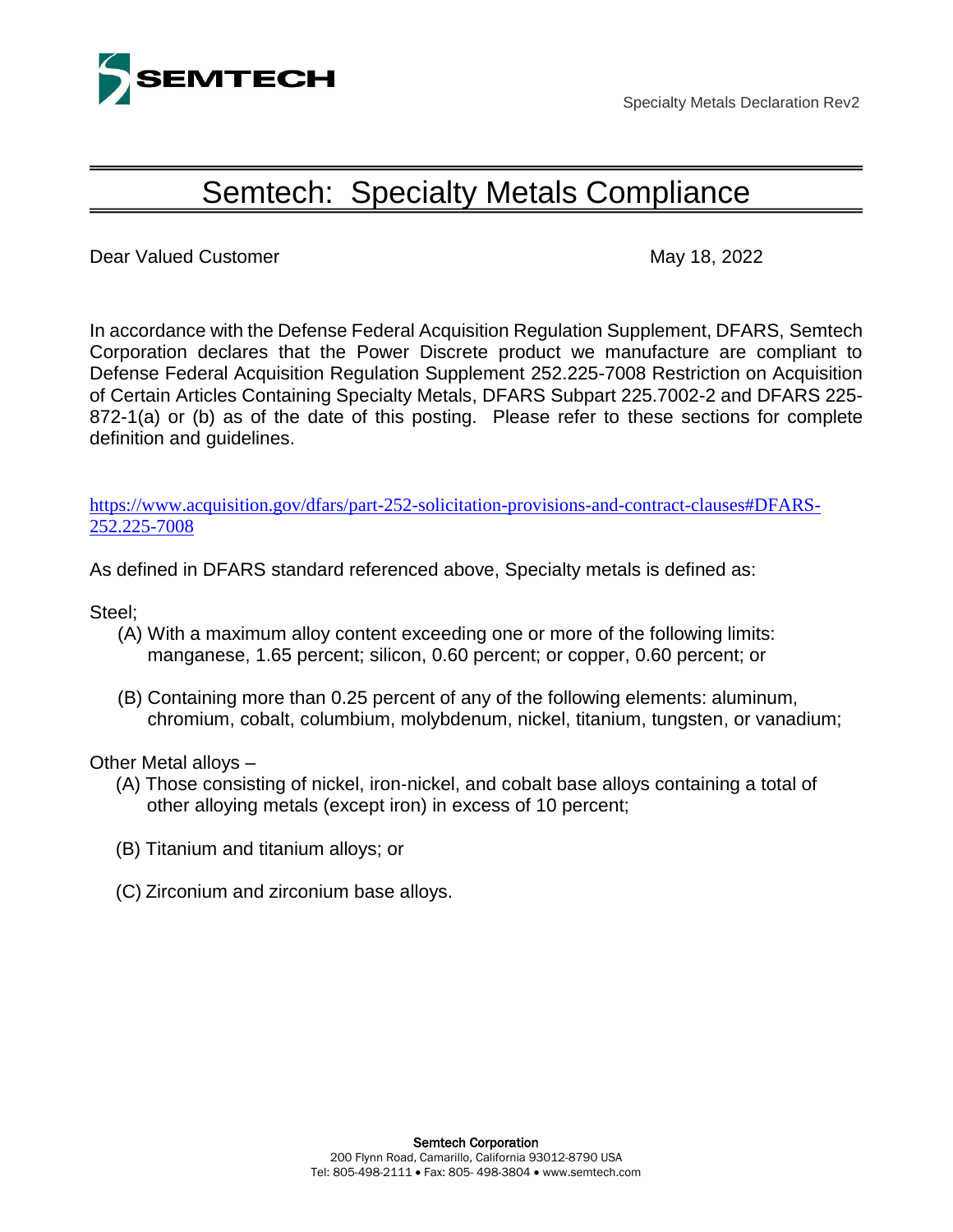# Semtech: Specialty Metals Compliance

Dear Valued Customer

May 18, 2022

In accordance with the Defense Federal Acquisition Regulation Supplement, DFARS, Semtech Corporation declares that the Power Discrete product we manufacture are compliant to Defense Federal Acquisition Regulation Supplement 252.225-7008 Restriction on Acquisition of Certain Articles Containing Specialty Metals, DFARS Subpart 225.7002-2 and DFARS 225-872-1(a) or (b) as of the date of this posting. Please refer to these sections for complete definition and guidelines.

https://www.acquisition.gov/dfars/part-252-solicitation-provisions-and-contract-clauses#DFARS-252.225-7008

As defined in DFARS standard referenced above, Specialty metals is defined as:

Steel;

(A) With a maximum alloy content exceeding one or more of the following limits: manganese, 1.65 percent; silicon, 0.60 percent; or copper, 0.60 percent; or

(B) Containing more than 0.25 percent of any of the following elements: aluminum, chromium, cobalt, columbium, molybdenum, nickel, titanium, tungsten, or vanadium;

Other Metal alloys –

(A) Those consisting of nickel, iron-nickel, and cobalt base alloys containing a total of other alloying metals (except iron) in excess of 10 percent;

(B) Titanium and titanium alloys; or

(C) Zirconium and zirconium base alloys.

**Semtech Corporation**
200 Flynn Road, Camarillo, California 93012-8790 USA
Tel: 805-498-2111 • Fax: 805- 498-3804 • www.semtech.com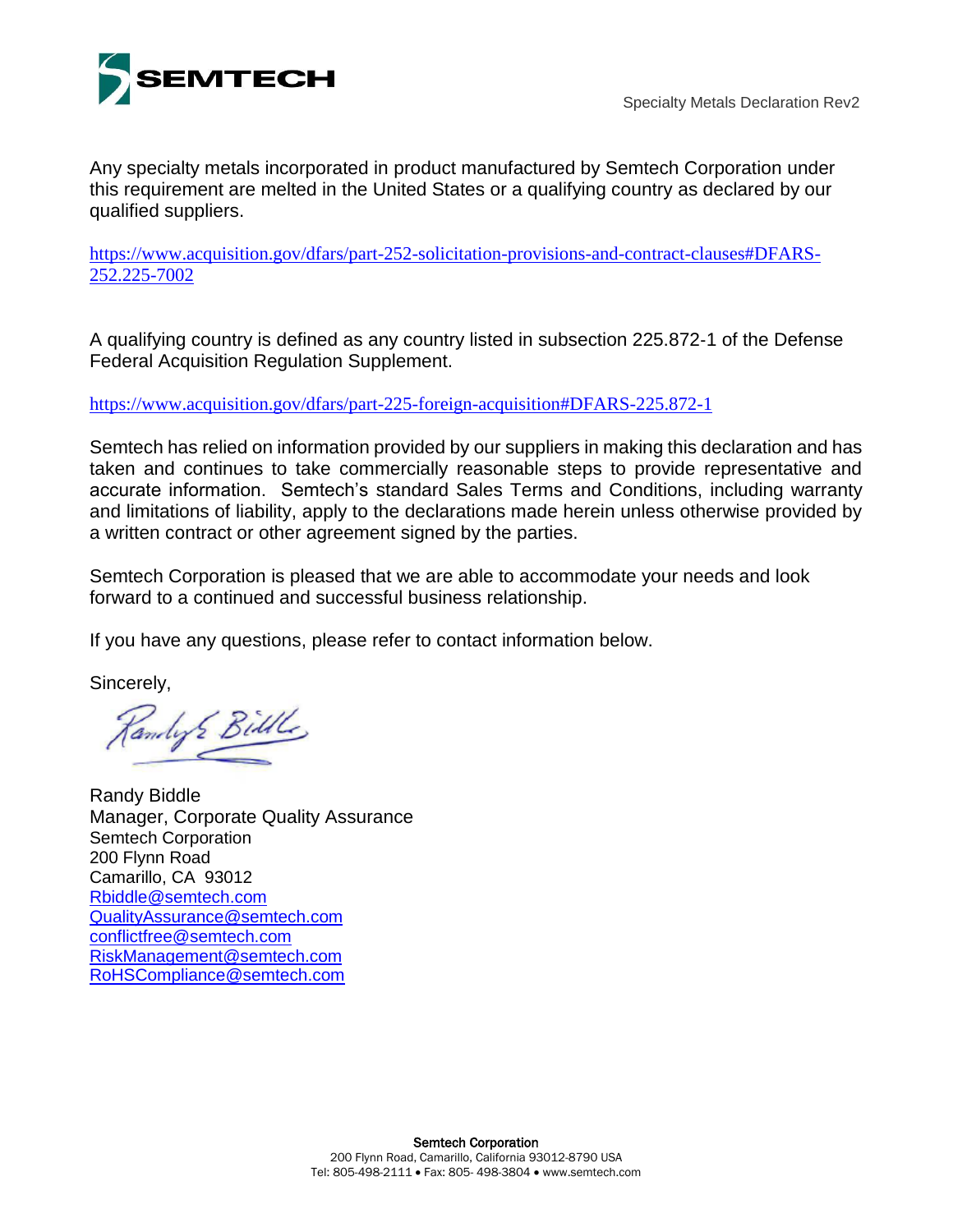Any specialty metals incorporated in product manufactured by Semtech Corporation under this requirement are melted in the United States or a qualifying country as declared by our qualified suppliers.

https://www.acquisition.gov/dfars/part-252-solicitation-provisions-and-contract-clauses#DFARS-252.225-7002

A qualifying country is defined as any country listed in subsection 225.872-1 of the Defense Federal Acquisition Regulation Supplement.

https://www.acquisition.gov/dfars/part-225-foreign-acquisition#DFARS-225.872-1

Semtech has relied on information provided by our suppliers in making this declaration and has taken and continues to take commercially reasonable steps to provide representative and accurate information. Semtech's standard Sales Terms and Conditions, including warranty and limitations of liability, apply to the declarations made herein unless otherwise provided by a written contract or other agreement signed by the parties.

Semtech Corporation is pleased that we are able to accommodate your needs and look forward to a continued and successful business relationship.

If you have any questions, please refer to contact information below.

Sincerely,

Randy Biddle
Manager, Corporate Quality Assurance
Semtech Corporation
200 Flynn Road
Camarillo, CA 93012
Rbiddle@semtech.com
QualityAssurance@semtech.com
conflictfree@semtech.com
RiskManagement@semtech.com
RoHSCompliance@semtech.com